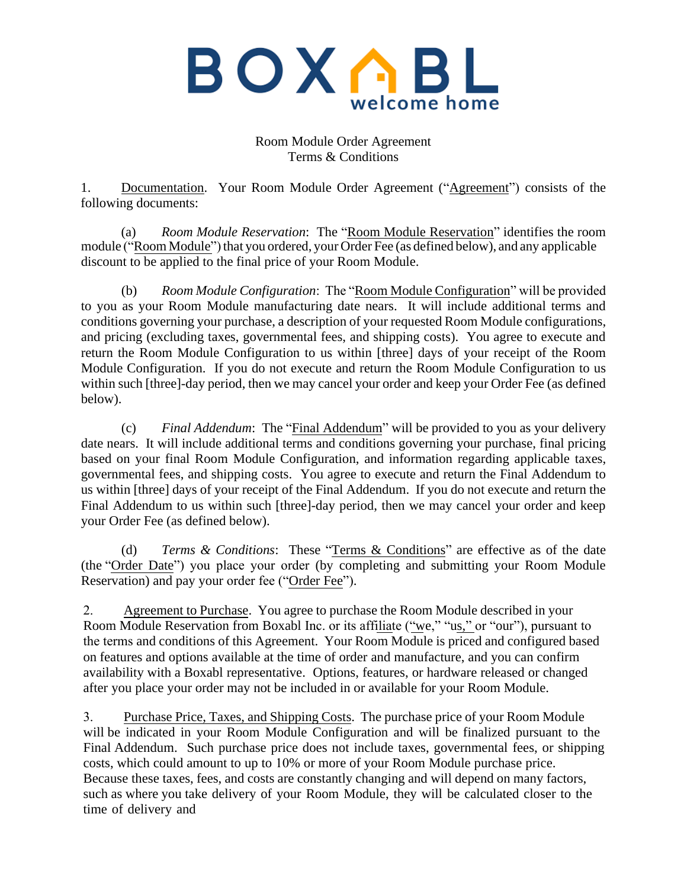BOXABL
welcome home

Room Module Order Agreement
Terms & Conditions

1. Documentation. Your Room Module Order Agreement ("Agreement") consists of the following documents:

(a) *Room Module Reservation*: The "Room Module Reservation" identifies the room module ("Room Module") that you ordered, your Order Fee (as defined below), and any applicable discount to be applied to the final price of your Room Module.

(b) *Room Module Configuration*: The "Room Module Configuration" will be provided to you as your Room Module manufacturing date nears. It will include additional terms and conditions governing your purchase, a description of your requested Room Module configurations, and pricing (excluding taxes, governmental fees, and shipping costs). You agree to execute and return the Room Module Configuration to us within [three] days of your receipt of the Room Module Configuration. If you do not execute and return the Room Module Configuration to us within such [three]-day period, then we may cancel your order and keep your Order Fee (as defined below).

(c) *Final Addendum*: The "Final Addendum" will be provided to you as your delivery date nears. It will include additional terms and conditions governing your purchase, final pricing based on your final Room Module Configuration, and information regarding applicable taxes, governmental fees, and shipping costs. You agree to execute and return the Final Addendum to us within [three] days of your receipt of the Final Addendum. If you do not execute and return the Final Addendum to us within such [three]-day period, then we may cancel your order and keep your Order Fee (as defined below).

(d) *Terms & Conditions*: These "Terms & Conditions" are effective as of the date (the "Order Date") you place your order (by completing and submitting your Room Module Reservation) and pay your order fee ("Order Fee").

2. Agreement to Purchase. You agree to purchase the Room Module described in your Room Module Reservation from Boxabl Inc. or its affiliate ("we," "us," or "our"), pursuant to the terms and conditions of this Agreement. Your Room Module is priced and configured based on features and options available at the time of order and manufacture, and you can confirm availability with a Boxabl representative. Options, features, or hardware released or changed after you place your order may not be included in or available for your Room Module.

3. Purchase Price, Taxes, and Shipping Costs. The purchase price of your Room Module will be indicated in your Room Module Configuration and will be finalized pursuant to the Final Addendum. Such purchase price does not include taxes, governmental fees, or shipping costs, which could amount to up to 10% or more of your Room Module purchase price. Because these taxes, fees, and costs are constantly changing and will depend on many factors, such as where you take delivery of your Room Module, they will be calculated closer to the time of delivery and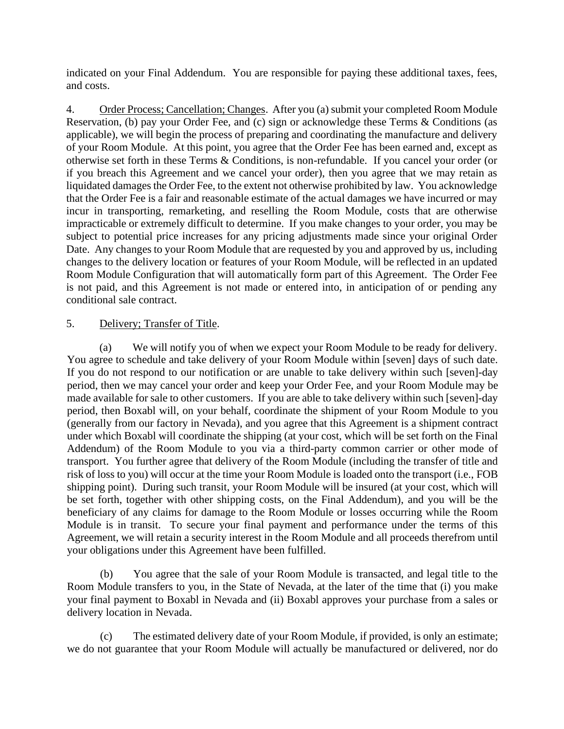indicated on your Final Addendum. You are responsible for paying these additional taxes, fees, and costs.

4. <u>Order Process; Cancellation; Changes</u>. After you (a) submit your completed Room Module Reservation, (b) pay your Order Fee, and (c) sign or acknowledge these Terms & Conditions (as applicable), we will begin the process of preparing and coordinating the manufacture and delivery of your Room Module. At this point, you agree that the Order Fee has been earned and, except as otherwise set forth in these Terms & Conditions, is non-refundable. If you cancel your order (or if you breach this Agreement and we cancel your order), then you agree that we may retain as liquidated damages the Order Fee, to the extent not otherwise prohibited by law. You acknowledge that the Order Fee is a fair and reasonable estimate of the actual damages we have incurred or may incur in transporting, remarketing, and reselling the Room Module, costs that are otherwise impracticable or extremely difficult to determine. If you make changes to your order, you may be subject to potential price increases for any pricing adjustments made since your original Order Date. Any changes to your Room Module that are requested by you and approved by us, including changes to the delivery location or features of your Room Module, will be reflected in an updated Room Module Configuration that will automatically form part of this Agreement. The Order Fee is not paid, and this Agreement is not made or entered into, in anticipation of or pending any conditional sale contract.

5. <u>Delivery; Transfer of Title</u>.

(a) We will notify you of when we expect your Room Module to be ready for delivery. You agree to schedule and take delivery of your Room Module within [seven] days of such date. If you do not respond to our notification or are unable to take delivery within such [seven]-day period, then we may cancel your order and keep your Order Fee, and your Room Module may be made available for sale to other customers. If you are able to take delivery within such [seven]-day period, then Boxabl will, on your behalf, coordinate the shipment of your Room Module to you (generally from our factory in Nevada), and you agree that this Agreement is a shipment contract under which Boxabl will coordinate the shipping (at your cost, which will be set forth on the Final Addendum) of the Room Module to you via a third-party common carrier or other mode of transport. You further agree that delivery of the Room Module (including the transfer of title and risk of loss to you) will occur at the time your Room Module is loaded onto the transport (i.e., FOB shipping point). During such transit, your Room Module will be insured (at your cost, which will be set forth, together with other shipping costs, on the Final Addendum), and you will be the beneficiary of any claims for damage to the Room Module or losses occurring while the Room Module is in transit. To secure your final payment and performance under the terms of this Agreement, we will retain a security interest in the Room Module and all proceeds therefrom until your obligations under this Agreement have been fulfilled.

(b) You agree that the sale of your Room Module is transacted, and legal title to the Room Module transfers to you, in the State of Nevada, at the later of the time that (i) you make your final payment to Boxabl in Nevada and (ii) Boxabl approves your purchase from a sales or delivery location in Nevada.

(c) The estimated delivery date of your Room Module, if provided, is only an estimate; we do not guarantee that your Room Module will actually be manufactured or delivered, nor do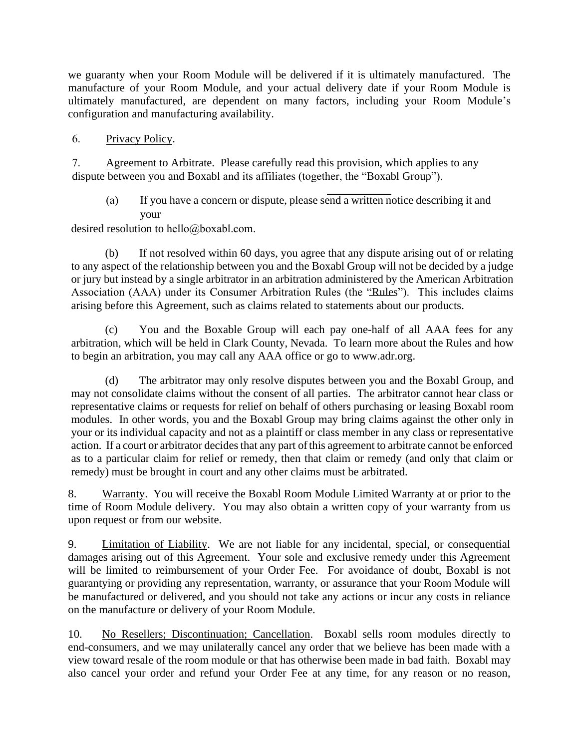we guaranty when your Room Module will be delivered if it is ultimately manufactured. The manufacture of your Room Module, and your actual delivery date if your Room Module is ultimately manufactured, are dependent on many factors, including your Room Module's configuration and manufacturing availability.

6. Privacy Policy.

7. Agreement to Arbitrate. Please carefully read this provision, which applies to any dispute between you and Boxabl and its affiliates (together, the "Boxabl Group").

(a) If you have a concern or dispute, please send a written notice describing it and your desired resolution to hello@boxabl.com.

(b) If not resolved within 60 days, you agree that any dispute arising out of or relating to any aspect of the relationship between you and the Boxabl Group will not be decided by a judge or jury but instead by a single arbitrator in an arbitration administered by the American Arbitration Association (AAA) under its Consumer Arbitration Rules (the "Rules"). This includes claims arising before this Agreement, such as claims related to statements about our products.

(c) You and the Boxable Group will each pay one-half of all AAA fees for any arbitration, which will be held in Clark County, Nevada. To learn more about the Rules and how to begin an arbitration, you may call any AAA office or go to www.adr.org.

(d) The arbitrator may only resolve disputes between you and the Boxabl Group, and may not consolidate claims without the consent of all parties. The arbitrator cannot hear class or representative claims or requests for relief on behalf of others purchasing or leasing Boxabl room modules. In other words, you and the Boxabl Group may bring claims against the other only in your or its individual capacity and not as a plaintiff or class member in any class or representative action. If a court or arbitrator decides that any part of this agreement to arbitrate cannot be enforced as to a particular claim for relief or remedy, then that claim or remedy (and only that claim or remedy) must be brought in court and any other claims must be arbitrated.

8. Warranty. You will receive the Boxabl Room Module Limited Warranty at or prior to the time of Room Module delivery. You may also obtain a written copy of your warranty from us upon request or from our website.

9. Limitation of Liability. We are not liable for any incidental, special, or consequential damages arising out of this Agreement. Your sole and exclusive remedy under this Agreement will be limited to reimbursement of your Order Fee. For avoidance of doubt, Boxabl is not guarantying or providing any representation, warranty, or assurance that your Room Module will be manufactured or delivered, and you should not take any actions or incur any costs in reliance on the manufacture or delivery of your Room Module.

10. No Resellers; Discontinuation; Cancellation. Boxabl sells room modules directly to end-consumers, and we may unilaterally cancel any order that we believe has been made with a view toward resale of the room module or that has otherwise been made in bad faith. Boxabl may also cancel your order and refund your Order Fee at any time, for any reason or no reason,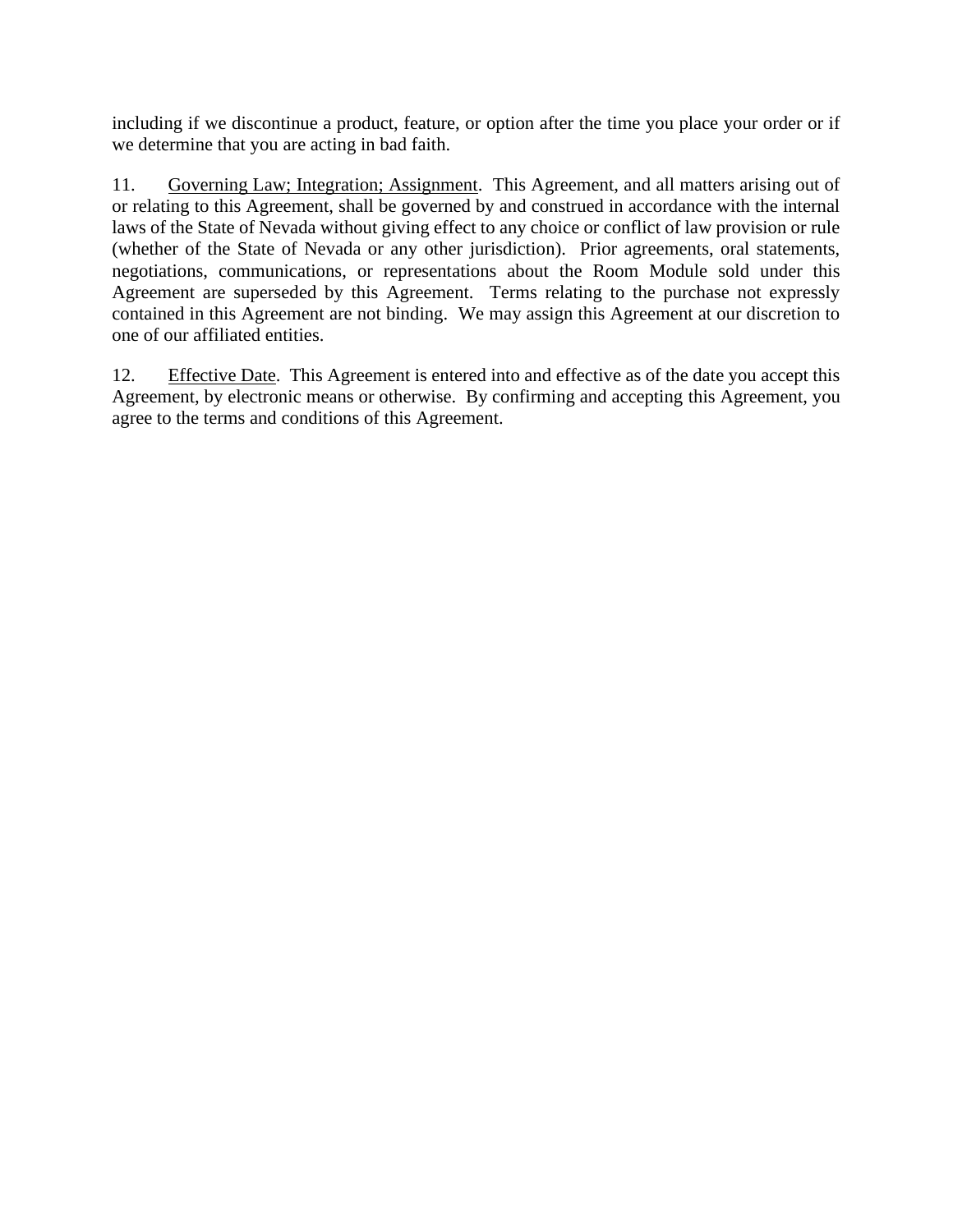including if we discontinue a product, feature, or option after the time you place your order or if we determine that you are acting in bad faith.

11. Governing Law; Integration; Assignment. This Agreement, and all matters arising out of or relating to this Agreement, shall be governed by and construed in accordance with the internal laws of the State of Nevada without giving effect to any choice or conflict of law provision or rule (whether of the State of Nevada or any other jurisdiction). Prior agreements, oral statements, negotiations, communications, or representations about the Room Module sold under this Agreement are superseded by this Agreement. Terms relating to the purchase not expressly contained in this Agreement are not binding. We may assign this Agreement at our discretion to one of our affiliated entities.

12. Effective Date. This Agreement is entered into and effective as of the date you accept this Agreement, by electronic means or otherwise. By confirming and accepting this Agreement, you agree to the terms and conditions of this Agreement.